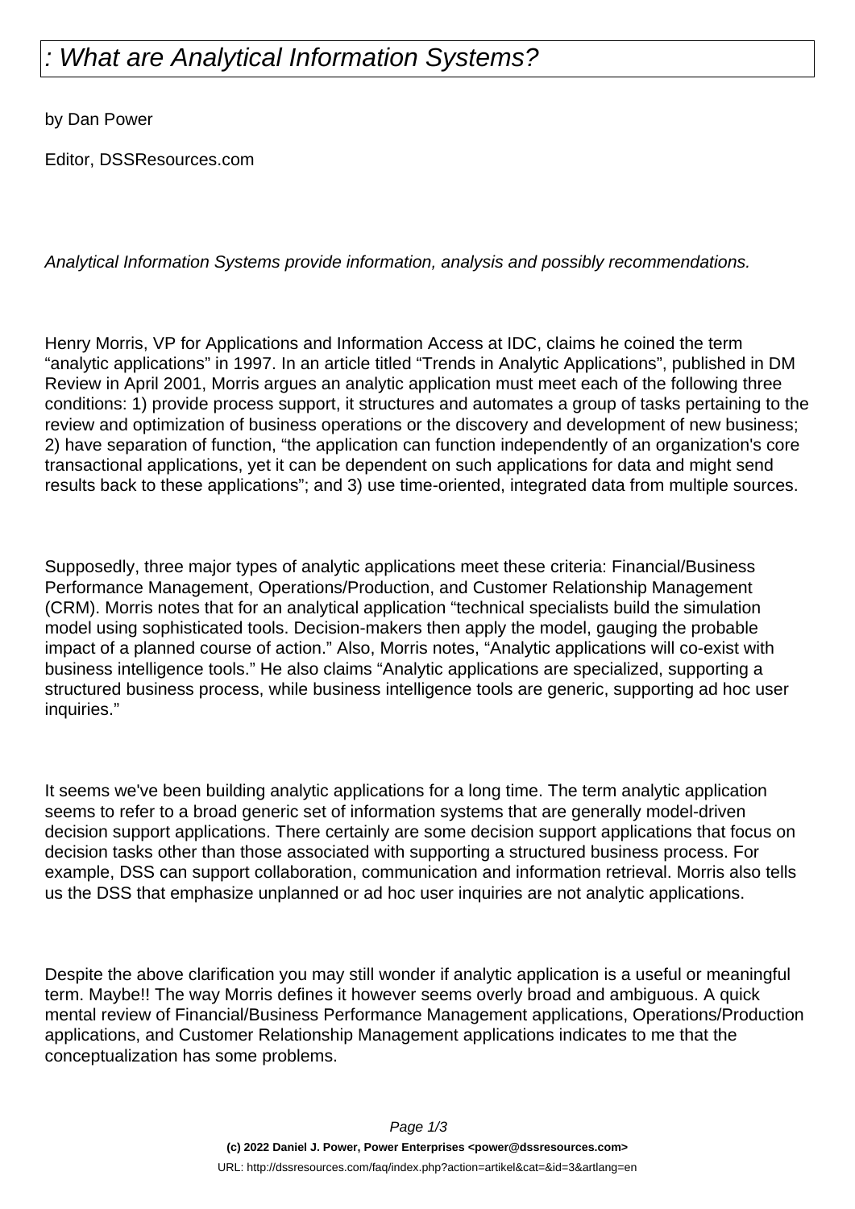# : What are Analytical Information Systems?

by Dan Power

Editor, DSSResources.com

*Analytical Information Systems provide information, analysis and possibly recommendations.*

Henry Morris, VP for Applications and Information Access at IDC, claims he coined the term “analytic applications” in 1997. In an article titled “Trends in Analytic Applications”, published in DM Review in April 2001, Morris argues an analytic application must meet each of the following three conditions: 1) provide process support, it structures and automates a group of tasks pertaining to the review and optimization of business operations or the discovery and development of new business; 2) have separation of function, “the application can function independently of an organization's core transactional applications, yet it can be dependent on such applications for data and might send results back to these applications”; and 3) use time-oriented, integrated data from multiple sources.

Supposedly, three major types of analytic applications meet these criteria: Financial/Business Performance Management, Operations/Production, and Customer Relationship Management (CRM). Morris notes that for an analytical application “technical specialists build the simulation model using sophisticated tools. Decision-makers then apply the model, gauging the probable impact of a planned course of action.” Also, Morris notes, “Analytic applications will co-exist with business intelligence tools.” He also claims “Analytic applications are specialized, supporting a structured business process, while business intelligence tools are generic, supporting ad hoc user inquiries.”

It seems we've been building analytic applications for a long time. The term analytic application seems to refer to a broad generic set of information systems that are generally model-driven decision support applications. There certainly are some decision support applications that focus on decision tasks other than those associated with supporting a structured business process. For example, DSS can support collaboration, communication and information retrieval. Morris also tells us the DSS that emphasize unplanned or ad hoc user inquiries are not analytic applications.

Despite the above clarification you may still wonder if analytic application is a useful or meaningful term. Maybe!! The way Morris defines it however seems overly broad and ambiguous. A quick mental review of Financial/Business Performance Management applications, Operations/Production applications, and Customer Relationship Management applications indicates to me that the conceptualization has some problems.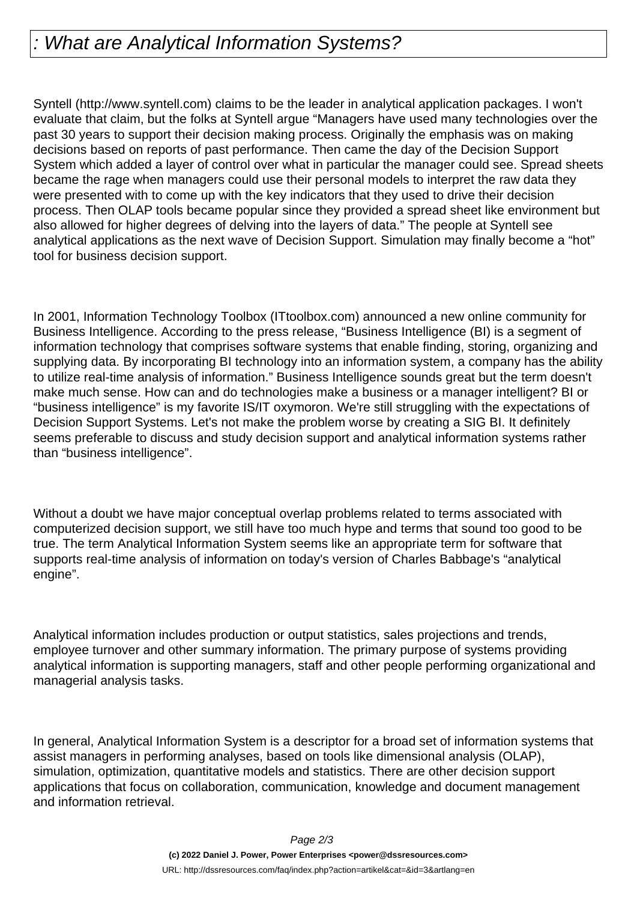# : What are Analytical Information Systems?

Syntell (http://www.syntell.com) claims to be the leader in analytical application packages. I won't evaluate that claim, but the folks at Syntell argue "Managers have used many technologies over the past 30 years to support their decision making process. Originally the emphasis was on making decisions based on reports of past performance. Then came the day of the Decision Support System which added a layer of control over what in particular the manager could see. Spread sheets became the rage when managers could use their personal models to interpret the raw data they were presented with to come up with the key indicators that they used to drive their decision process. Then OLAP tools became popular since they provided a spread sheet like environment but also allowed for higher degrees of delving into the layers of data." The people at Syntell see analytical applications as the next wave of Decision Support. Simulation may finally become a "hot" tool for business decision support.

In 2001, Information Technology Toolbox (ITtoolbox.com) announced a new online community for Business Intelligence. According to the press release, "Business Intelligence (BI) is a segment of information technology that comprises software systems that enable finding, storing, organizing and supplying data. By incorporating BI technology into an information system, a company has the ability to utilize real-time analysis of information." Business Intelligence sounds great but the term doesn't make much sense. How can and do technologies make a business or a manager intelligent? BI or "business intelligence" is my favorite IS/IT oxymoron. We're still struggling with the expectations of Decision Support Systems. Let's not make the problem worse by creating a SIG BI. It definitely seems preferable to discuss and study decision support and analytical information systems rather than "business intelligence".

Without a doubt we have major conceptual overlap problems related to terms associated with computerized decision support, we still have too much hype and terms that sound too good to be true. The term Analytical Information System seems like an appropriate term for software that supports real-time analysis of information on today's version of Charles Babbage's "analytical engine".

Analytical information includes production or output statistics, sales projections and trends, employee turnover and other summary information. The primary purpose of systems providing analytical information is supporting managers, staff and other people performing organizational and managerial analysis tasks.

In general, Analytical Information System is a descriptor for a broad set of information systems that assist managers in performing analyses, based on tools like dimensional analysis (OLAP), simulation, optimization, quantitative models and statistics. There are other decision support applications that focus on collaboration, communication, knowledge and document management and information retrieval.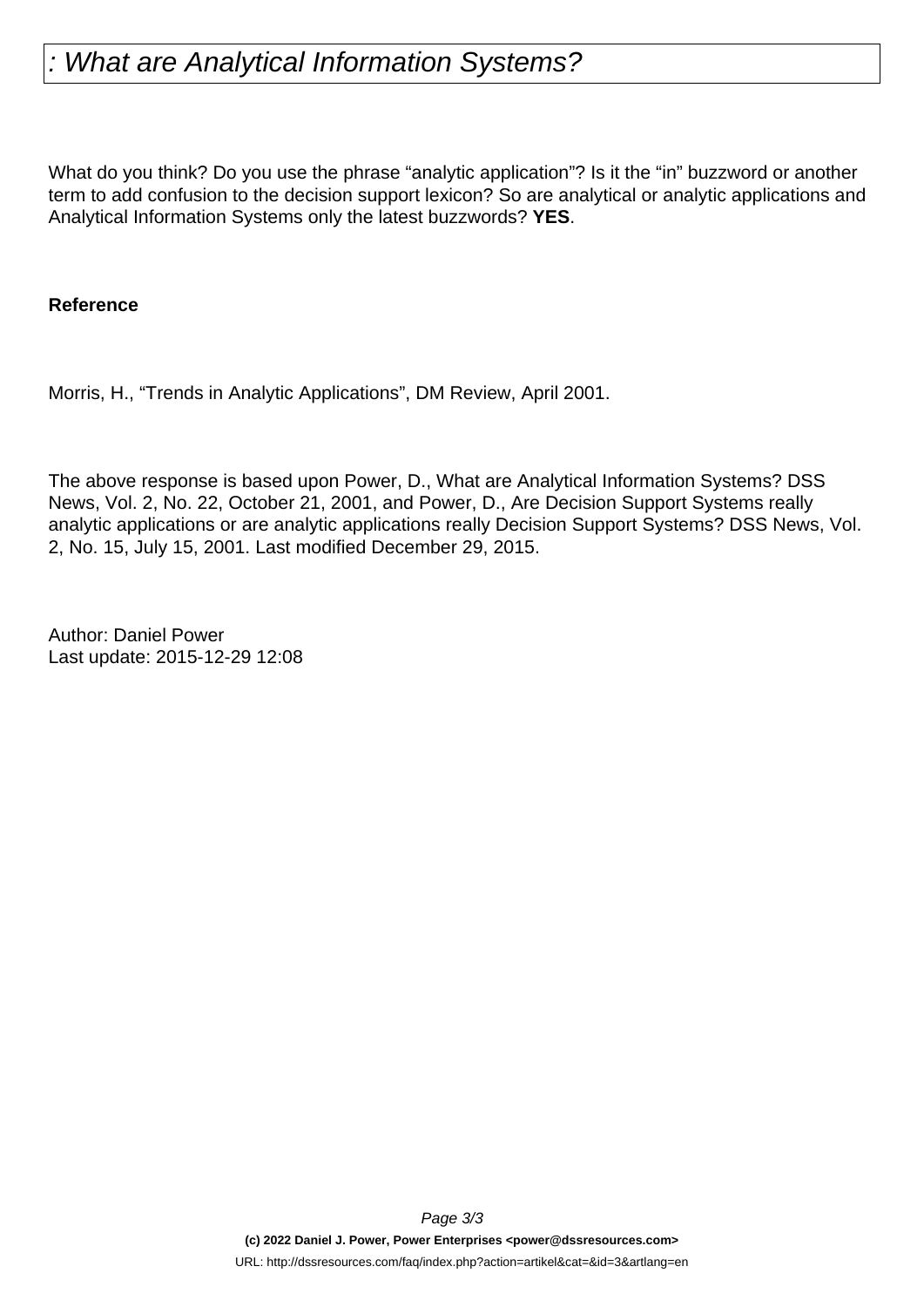What do you think? Do you use the phrase “analytic application”? Is it the “in” buzzword or another term to add confusion to the decision support lexicon? So are analytical or analytic applications and Analytical Information Systems only the latest buzzwords? **YES**.

**Reference**

Morris, H., “Trends in Analytic Applications”, DM Review, April 2001.

The above response is based upon Power, D., What are Analytical Information Systems? DSS News, Vol. 2, No. 22, October 21, 2001, and Power, D., Are Decision Support Systems really analytic applications or are analytic applications really Decision Support Systems? DSS News, Vol. 2, No. 15, July 15, 2001. Last modified December 29, 2015.

Author: Daniel Power
Last update: 2015-12-29 12:08